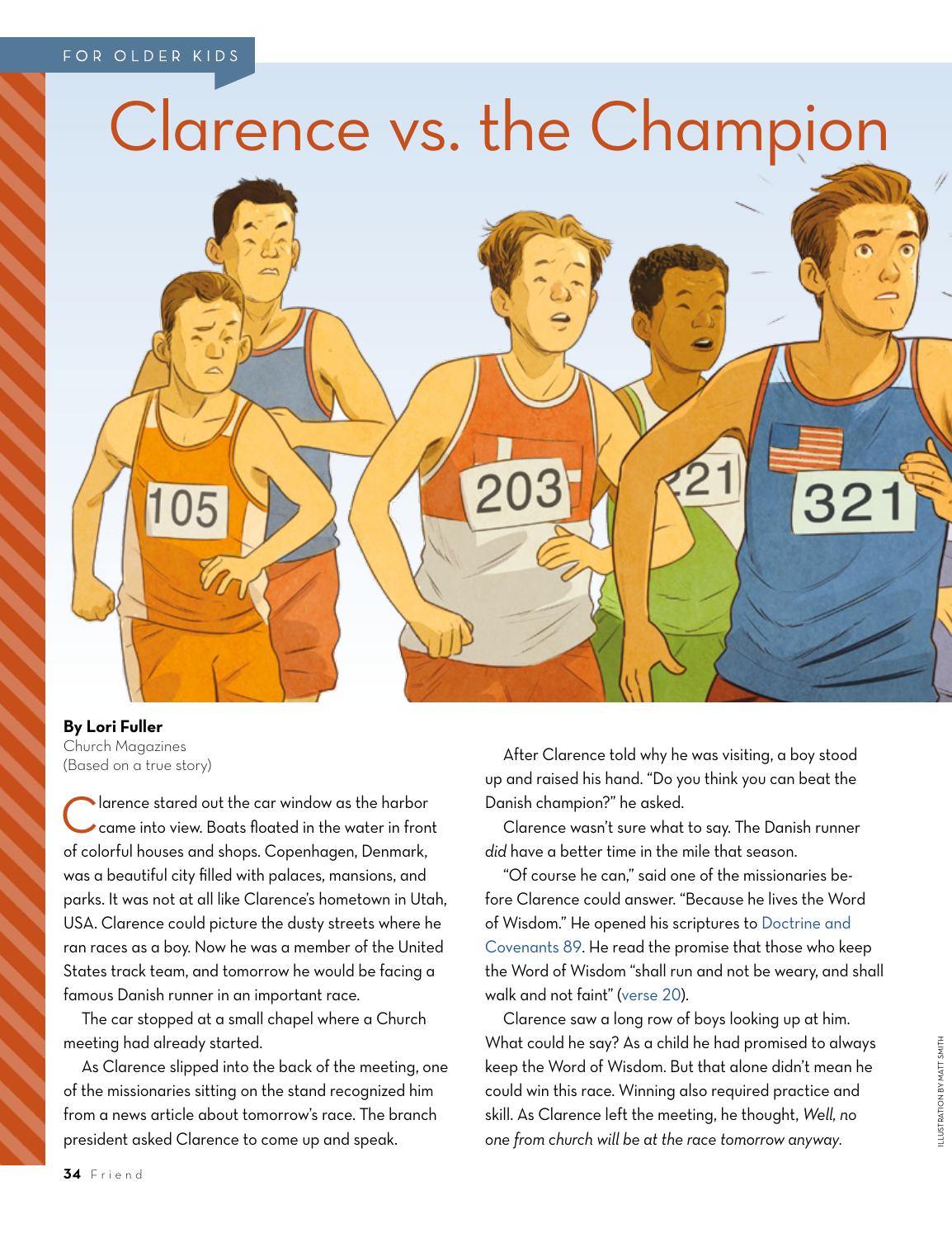FOR OLDER KIDS

# Clarence vs. the Champion

**By Lori Fuller**
Church Magazines
(Based on a true story)

Clarence stared out the car window as the harbor came into view. Boats floated in the water in front of colorful houses and shops. Copenhagen, Denmark, was a beautiful city filled with palaces, mansions, and parks. It was not at all like Clarence's hometown in Utah, USA. Clarence could picture the dusty streets where he ran races as a boy. Now he was a member of the United States track team, and tomorrow he would be facing a famous Danish runner in an important race.

The car stopped at a small chapel where a Church meeting had already started.

As Clarence slipped into the back of the meeting, one of the missionaries sitting on the stand recognized him from a news article about tomorrow's race. The branch president asked Clarence to come up and speak.

After Clarence told why he was visiting, a boy stood up and raised his hand. "Do you think you can beat the Danish champion?" he asked.

Clarence wasn't sure what to say. The Danish runner *did* have a better time in the mile that season.

"Of course he can," said one of the missionaries before Clarence could answer. "Because he lives the Word of Wisdom." He opened his scriptures to Doctrine and Covenants 89. He read the promise that those who keep the Word of Wisdom "shall run and not be weary, and shall walk and not faint" (verse 20).

Clarence saw a long row of boys looking up at him. What could he say? As a child he had promised to always keep the Word of Wisdom. But that alone didn't mean he could win this race. Winning also required practice and skill. As Clarence left the meeting, he thought, *Well, no one from church will be at the race tomorrow anyway.*

ILLUSTRATION BY MATT SMITH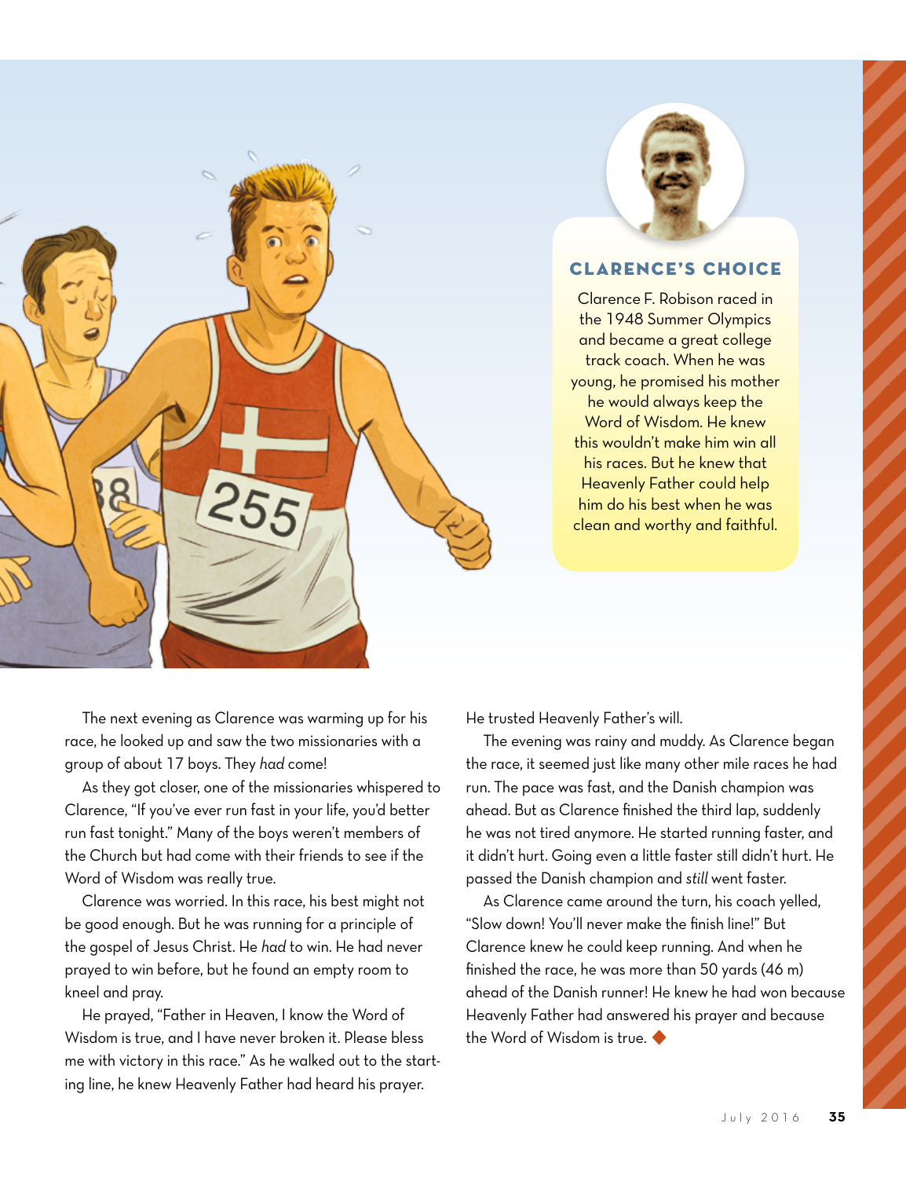## CLARENCE'S CHOICE

Clarence F. Robison raced in the 1948 Summer Olympics and became a great college track coach. When he was young, he promised his mother he would always keep the Word of Wisdom. He knew this wouldn't make him win all his races. But he knew that Heavenly Father could help him do his best when he was clean and worthy and faithful.

The next evening as Clarence was warming up for his race, he looked up and saw the two missionaries with a group of about 17 boys. They *had* come!

As they got closer, one of the missionaries whispered to Clarence, "If you've ever run fast in your life, you'd better run fast tonight." Many of the boys weren't members of the Church but had come with their friends to see if the Word of Wisdom was really true.

Clarence was worried. In this race, his best might not be good enough. But he was running for a principle of the gospel of Jesus Christ. He *had* to win. He had never prayed to win before, but he found an empty room to kneel and pray.

He prayed, "Father in Heaven, I know the Word of Wisdom is true, and I have never broken it. Please bless me with victory in this race." As he walked out to the starting line, he knew Heavenly Father had heard his prayer. He trusted Heavenly Father's will.

The evening was rainy and muddy. As Clarence began the race, it seemed just like many other mile races he had run. The pace was fast, and the Danish champion was ahead. But as Clarence finished the third lap, suddenly he was not tired anymore. He started running faster, and it didn't hurt. Going even a little faster still didn't hurt. He passed the Danish champion and *still* went faster.

As Clarence came around the turn, his coach yelled, "Slow down! You'll never make the finish line!" But Clarence knew he could keep running. And when he finished the race, he was more than 50 yards (46 m) ahead of the Danish runner! He knew he had won because Heavenly Father had answered his prayer and because the Word of Wisdom is true. ◆